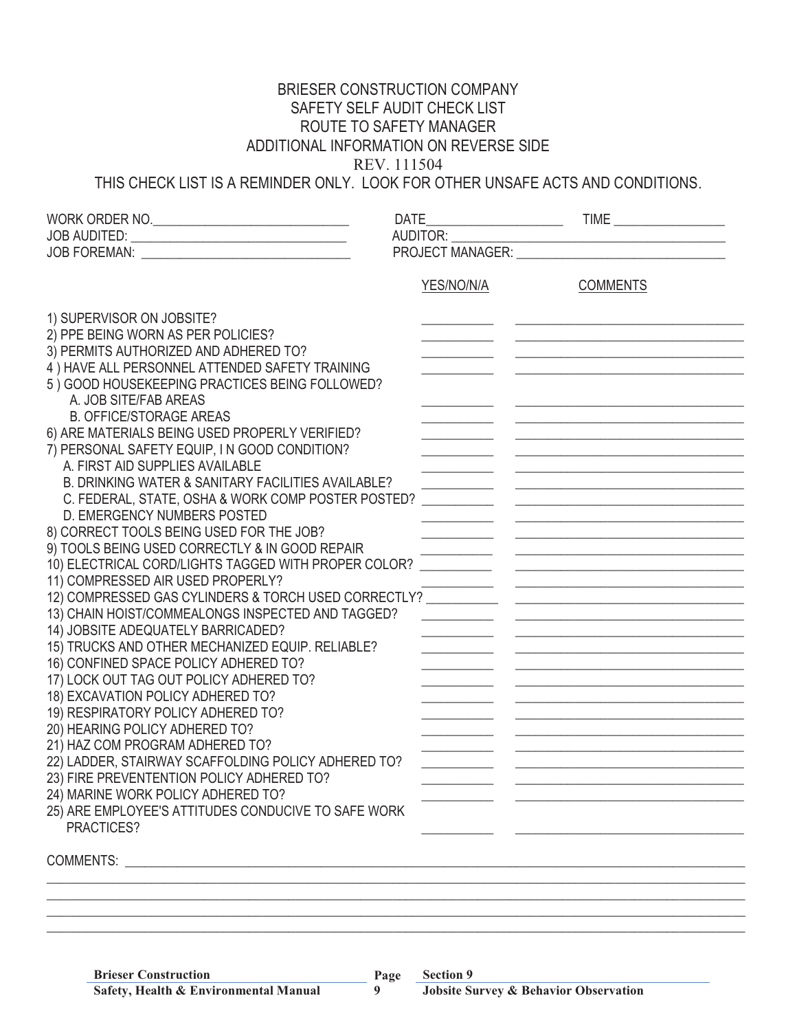# BRIESER CONSTRUCTION COMPANY
## SAFETY SELF AUDIT CHECK LIST
### ROUTE TO SAFETY MANAGER
### ADDITIONAL INFORMATION ON REVERSE SIDE

REV. 111504

THIS CHECK LIST IS A REMINDER ONLY. LOOK FOR OTHER UNSAFE ACTS AND CONDITIONS.

WORK ORDER NO.______________________________ DATE____________________ TIME ________________

JOB AUDITED: ________________________________ AUDITOR: ________________________________________

JOB FOREMAN: _______________________________ PROJECT MANAGER: ______________________________

| | YES/NO/N/A | COMMENTS |
|---|---|---|
| 1) SUPERVISOR ON JOBSITE? | | |
| 2) PPE BEING WORN AS PER POLICIES? | | |
| 3) PERMITS AUTHORIZED AND ADHERED TO? | | |
| 4 ) HAVE ALL PERSONNEL ATTENDED SAFETY TRAINING | | |
| 5 ) GOOD HOUSEKEEPING PRACTICES BEING FOLLOWED? | | |
| A. JOB SITE/FAB AREAS | | |
| B. OFFICE/STORAGE AREAS | | |
| 6) ARE MATERIALS BEING USED PROPERLY VERIFIED? | | |
| 7) PERSONAL SAFETY EQUIP, I N GOOD CONDITION? | | |
| A. FIRST AID SUPPLIES AVAILABLE | | |
| B. DRINKING WATER & SANITARY FACILITIES AVAILABLE? | | |
| C. FEDERAL, STATE, OSHA & WORK COMP POSTER POSTED? | | |
| D. EMERGENCY NUMBERS POSTED | | |
| 8) CORRECT TOOLS BEING USED FOR THE JOB? | | |
| 9) TOOLS BEING USED CORRECTLY & IN GOOD REPAIR | | |
| 10) ELECTRICAL CORD/LIGHTS TAGGED WITH PROPER COLOR? | | |
| 11) COMPRESSED AIR USED PROPERLY? | | |
| 12) COMPRESSED GAS CYLINDERS & TORCH USED CORRECTLY? | | |
| 13) CHAIN HOIST/COMMEALONGS INSPECTED AND TAGGED? | | |
| 14) JOBSITE ADEQUATELY BARRICADED? | | |
| 15) TRUCKS AND OTHER MECHANIZED EQUIP. RELIABLE? | | |
| 16) CONFINED SPACE POLICY ADHERED TO? | | |
| 17) LOCK OUT TAG OUT POLICY ADHERED TO? | | |
| 18) EXCAVATION POLICY ADHERED TO? | | |
| 19) RESPIRATORY POLICY ADHERED TO? | | |
| 20) HEARING POLICY ADHERED TO? | | |
| 21) HAZ COM PROGRAM ADHERED TO? | | |
| 22) LADDER, STAIRWAY SCAFFOLDING POLICY ADHERED TO? | | |
| 23) FIRE PREVENTENTION POLICY ADHERED TO? | | |
| 24) MARINE WORK POLICY ADHERED TO? | | |
| 25) ARE EMPLOYEE'S ATTITUDES CONDUCIVE TO SAFE WORK PRACTICES? | | |

COMMENTS: ____________________________________________________________________________________________

______________________________________________________________________________________________________

______________________________________________________________________________________________________

______________________________________________________________________________________________________

______________________________________________________________________________________________________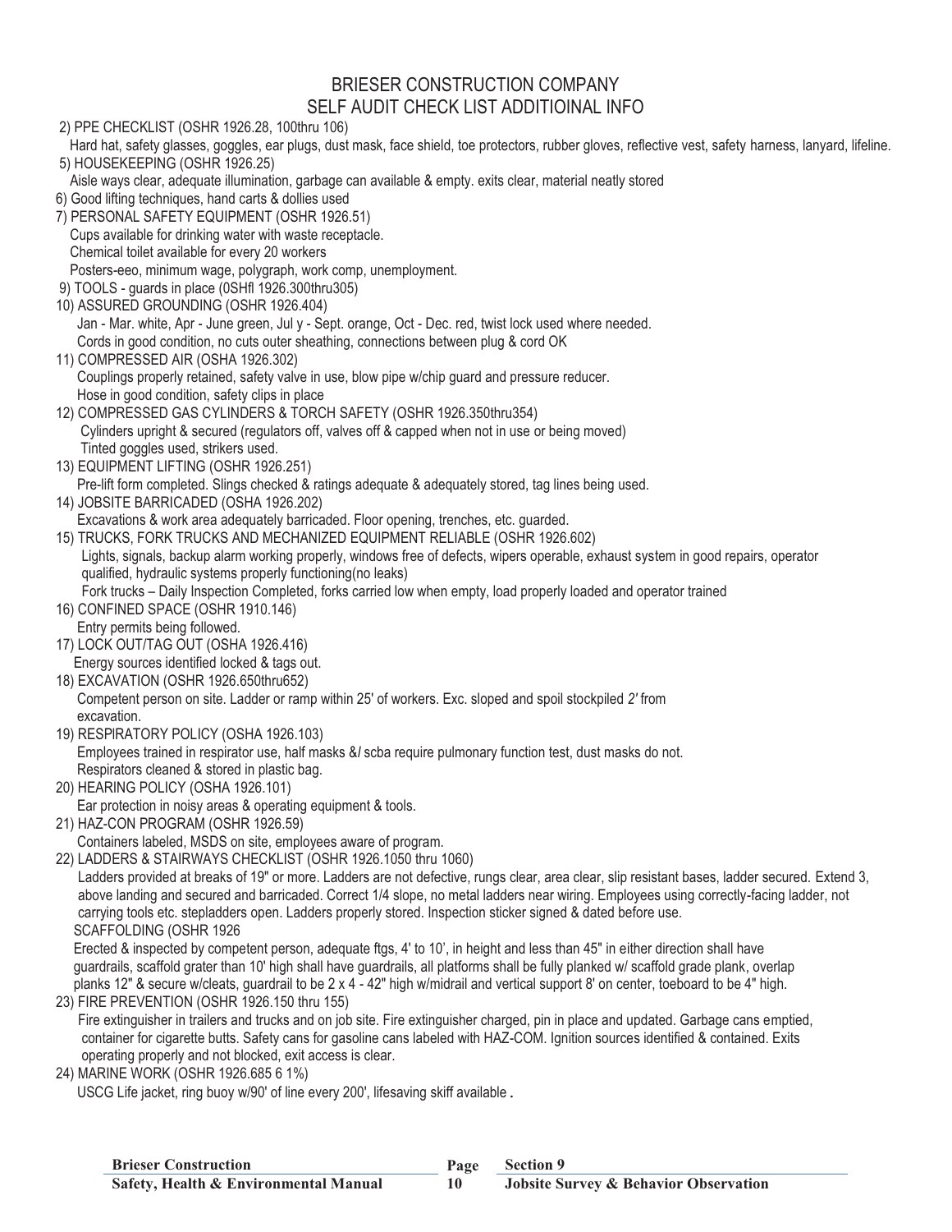# BRIESER CONSTRUCTION COMPANY
## SELF AUDIT CHECK LIST ADDITIOINAL INFO

2) PPE CHECKLIST (OSHR 1926.28, 100thru 106)
Hard hat, safety glasses, goggles, ear plugs, dust mask, face shield, toe protectors, rubber gloves, reflective vest, safety harness, lanyard, lifeline.

5) HOUSEKEEPING (OSHR 1926.25)
Aisle ways clear, adequate illumination, garbage can available & empty. exits clear, material neatly stored

6) Good lifting techniques, hand carts & dollies used

7) PERSONAL SAFETY EQUIPMENT (OSHR 1926.51)
Cups available for drinking water with waste receptacle.
Chemical toilet available for every 20 workers
Posters-eeo, minimum wage, polygraph, work comp, unemployment.

9) TOOLS - guards in place (0SHfl 1926.300thru305)

10) ASSURED GROUNDING (OSHR 1926.404)
Jan - Mar. white, Apr - June green, Jul y - Sept. orange, Oct - Dec. red, twist lock used where needed.
Cords in good condition, no cuts outer sheathing, connections between plug & cord OK

11) COMPRESSED AIR (OSHA 1926.302)
Couplings properly retained, safety valve in use, blow pipe w/chip guard and pressure reducer.
Hose in good condition, safety clips in place

12) COMPRESSED GAS CYLINDERS & TORCH SAFETY (OSHR 1926.350thru354)
Cylinders upright & secured (regulators off, valves off & capped when not in use or being moved)
Tinted goggles used, strikers used.

13) EQUIPMENT LIFTING (OSHR 1926.251)
Pre-lift form completed. Slings checked & ratings adequate & adequately stored, tag lines being used.

14) JOBSITE BARRICADED (OSHA 1926.202)
Excavations & work area adequately barricaded. Floor opening, trenches, etc. guarded.

15) TRUCKS, FORK TRUCKS AND MECHANIZED EQUIPMENT RELIABLE (OSHR 1926.602)
Lights, signals, backup alarm working properly, windows free of defects, wipers operable, exhaust system in good repairs, operator qualified, hydraulic systems properly functioning(no leaks)
Fork trucks – Daily Inspection Completed, forks carried low when empty, load properly loaded and operator trained

16) CONFINED SPACE (OSHR 1910.146)
Entry permits being followed.

17) LOCK OUT/TAG OUT (OSHA 1926.416)
Energy sources identified locked & tags out.

18) EXCAVATION (OSHR 1926.650thru652)
Competent person on site. Ladder or ramp within 25' of workers. Exc. sloped and spoil stockpiled 2' from excavation.

19) RESPIRATORY POLICY (OSHA 1926.103)
Employees trained in respirator use, half masks &/ scba require pulmonary function test, dust masks do not.
Respirators cleaned & stored in plastic bag.

20) HEARING POLICY (OSHA 1926.101)
Ear protection in noisy areas & operating equipment & tools.

21) HAZ-CON PROGRAM (OSHR 1926.59)
Containers labeled, MSDS on site, employees aware of program.

22) LADDERS & STAIRWAYS CHECKLIST (OSHR 1926.1050 thru 1060)
Ladders provided at breaks of 19" or more. Ladders are not defective, rungs clear, area clear, slip resistant bases, ladder secured. Extend 3, above landing and secured and barricaded. Correct 1/4 slope, no metal ladders near wiring. Employees using correctly-facing ladder, not carrying tools etc. stepladders open. Ladders properly stored. Inspection sticker signed & dated before use.

SCAFFOLDING (OSHR 1926
Erected & inspected by competent person, adequate ftgs, 4' to 10', in height and less than 45" in either direction shall have guardrails, scaffold grater than 10' high shall have guardrails, all platforms shall be fully planked w/ scaffold grade plank, overlap planks 12" & secure w/cleats, guardrail to be 2 x 4 - 42" high w/midrail and vertical support 8' on center, toeboard to be 4" high.

23) FIRE PREVENTION (OSHR 1926.150 thru 155)
Fire extinguisher in trailers and trucks and on job site. Fire extinguisher charged, pin in place and updated. Garbage cans emptied, container for cigarette butts. Safety cans for gasoline cans labeled with HAZ-COM. Ignition sources identified & contained. Exits operating properly and not blocked, exit access is clear.

24) MARINE WORK (OSHR 1926.685 6 1%)
USCG Life jacket, ring buoy w/90' of line every 200', lifesaving skiff available.